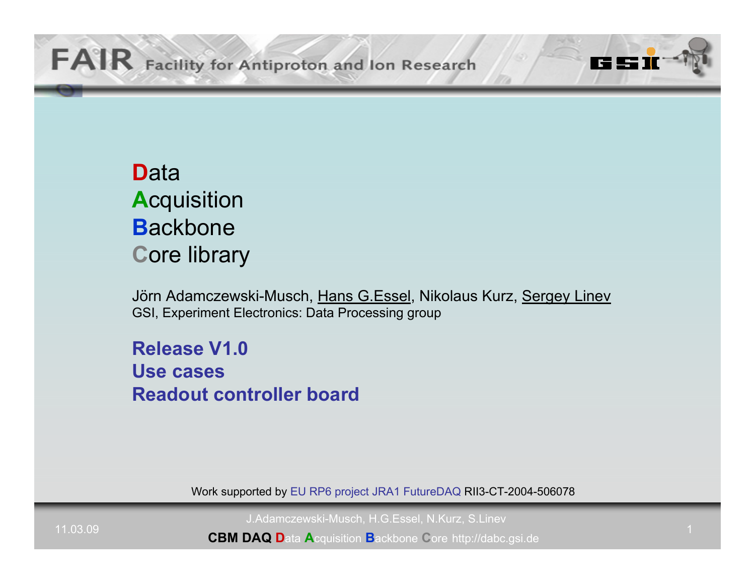# Data Acquisition Backbone Core library

Jörn Adamczewski-Musch, Hans G.Essel, Nikolaus Kurz, Sergey Linev
GSI, Experiment Electronics: Data Processing group

**Release V1.0**
**Use cases**
**Readout controller board**

Work supported by EU RP6 project JRA1 FutureDAQ RII3-CT-2004-506078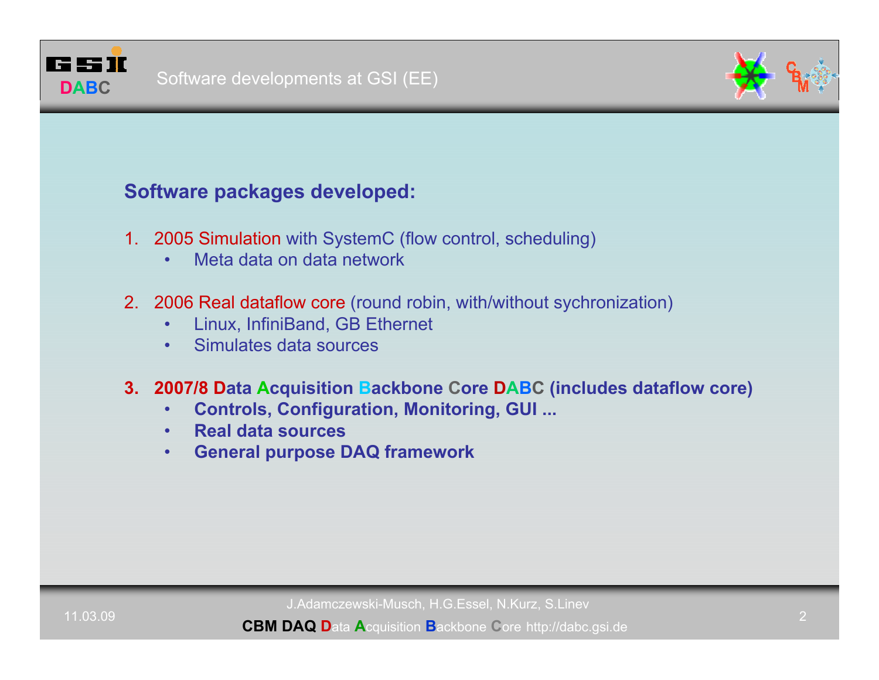## Software packages developed:

1. 2005 Simulation with SystemC (flow control, scheduling)
   - Meta data on data network

2. 2006 Real dataflow core (round robin, with/without sychronization)
   - Linux, InfiniBand, GB Ethernet
   - Simulates data sources

3. **2007/8 Data Acquisition Backbone Core DABC (includes dataflow core)**
   - **Controls, Configuration, Monitoring, GUI ...**
   - **Real data sources**
   - **General purpose DAQ framework**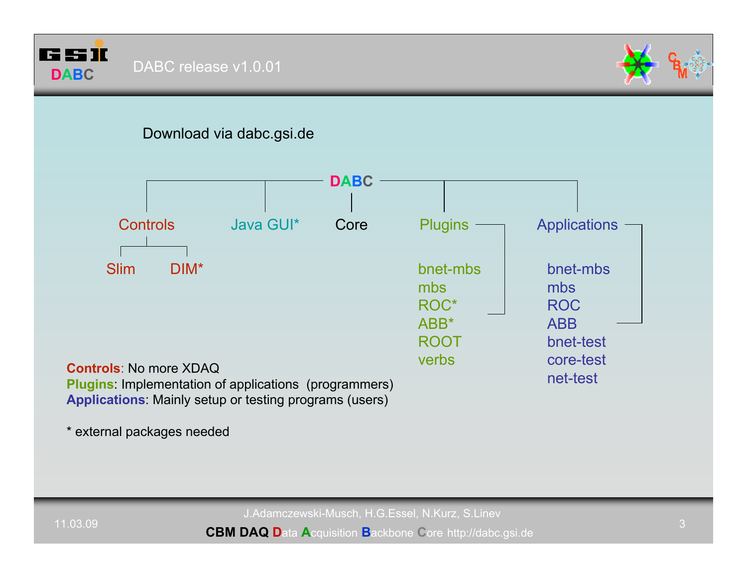# DABC release v1.0.01

Download via dabc.gsi.de

**DABC**

- **Controls**
  - Slim
  - DIM*
- **Java GUI***
- **Core**
- **Plugins**
  - bnet-mbs
  - mbs
  - ROC*
  - ABB*
  - ROOT
  - verbs
- **Applications**
  - bnet-mbs
  - mbs
  - ROC
  - ABB
  - bnet-test
  - core-test
  - net-test

**Controls**: No more XDAQ
**Plugins**: Implementation of applications (programmers)
**Applications**: Mainly setup or testing programs (users)

\* external packages needed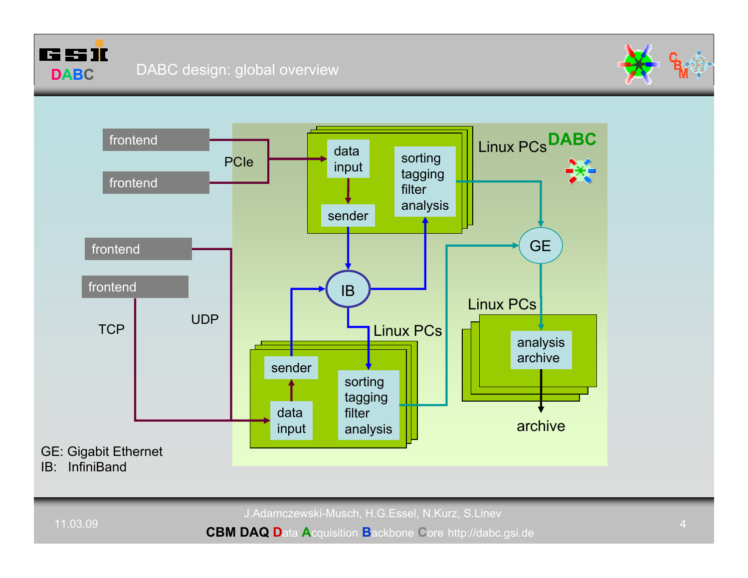# DABC design: global overview

frontend

frontend

PCIe

data input

sender

sorting tagging filter analysis

Linux PCs

DABC

frontend

frontend

TCP

UDP

IB

GE

Linux PCs

data input

sender

sorting tagging filter analysis

Linux PCs

analysis archive

archive

GE: Gigabit Ethernet
IB: InfiniBand

11.03.09

J.Adamczewski-Musch, H.G.Essel, N.Kurz, S.Linev

**CBM DAQ** Data Acquisition Backbone Core http://dabc.gsi.de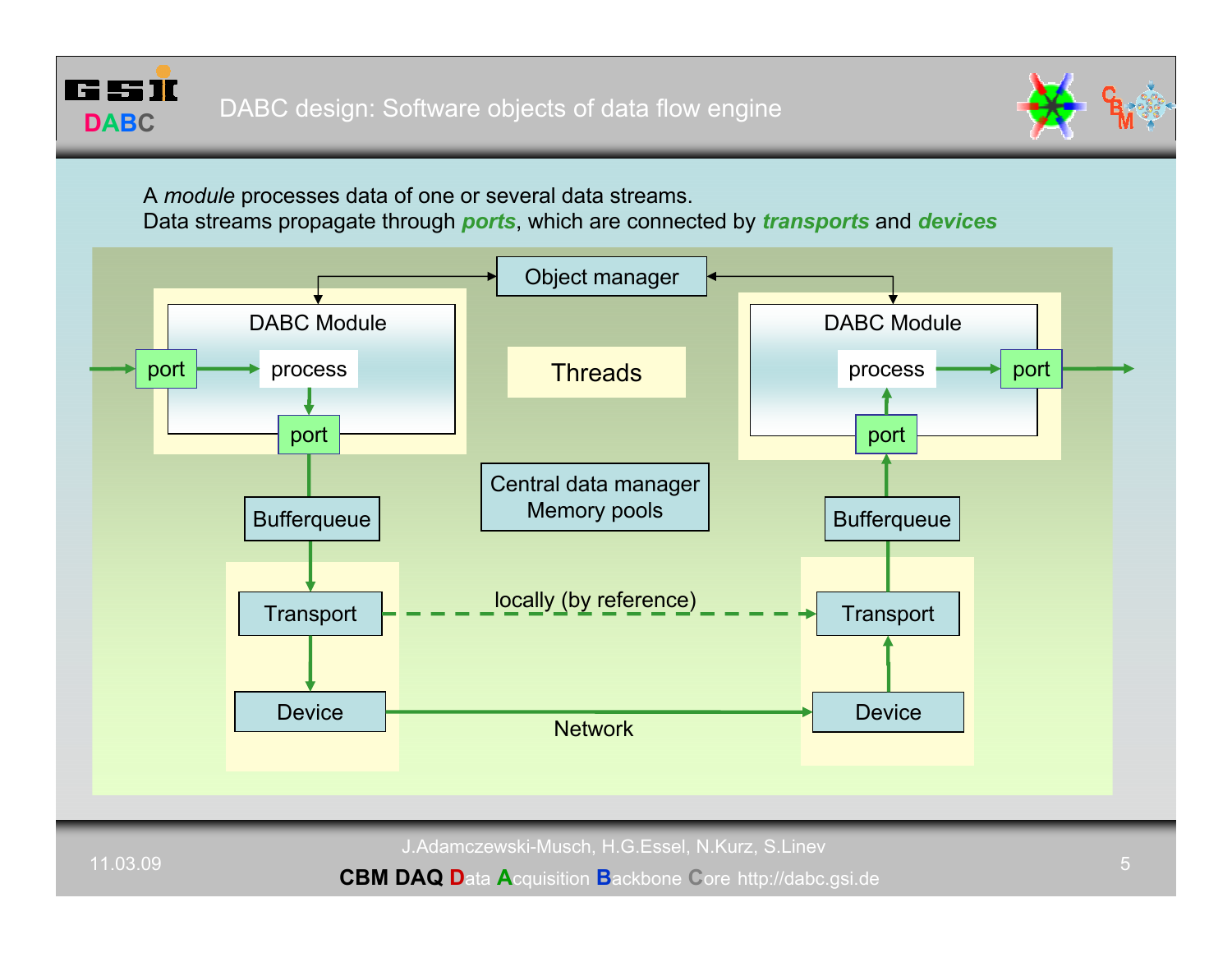# DABC design: Software objects of data flow engine

A *module* processes data of one or several data streams.
Data streams propagate through ***ports***, which are connected by ***transports*** and ***devices***

Object manager

DABC Module — port → process → port

Threads

DABC Module — port → process → port

Central data manager
Memory pools

Bufferqueue

Bufferqueue

Transport — locally (by reference) → Transport

Device — Network → Device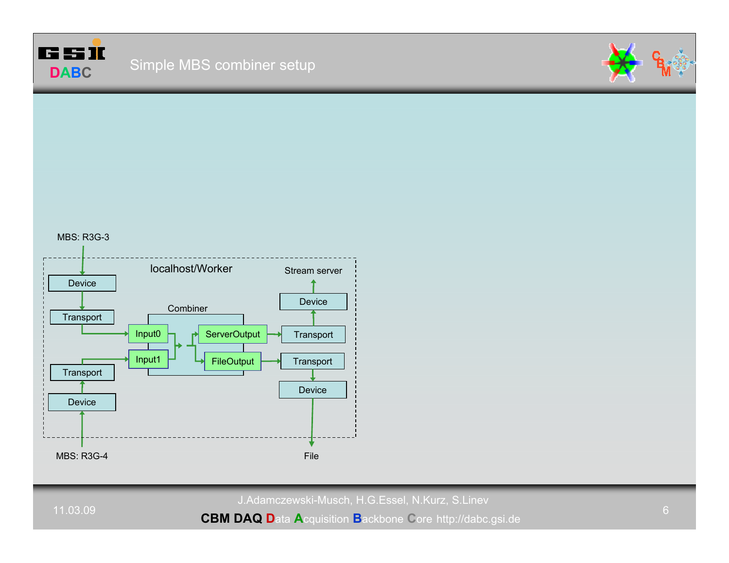# Simple MBS combiner setup

MBS: R3G-3

localhost/Worker

Device

Transport

Combiner

Input0

Input1

ServerOutput

FileOutput

Stream server

Device

Transport

Transport

Device

Transport

Device

MBS: R3G-4

File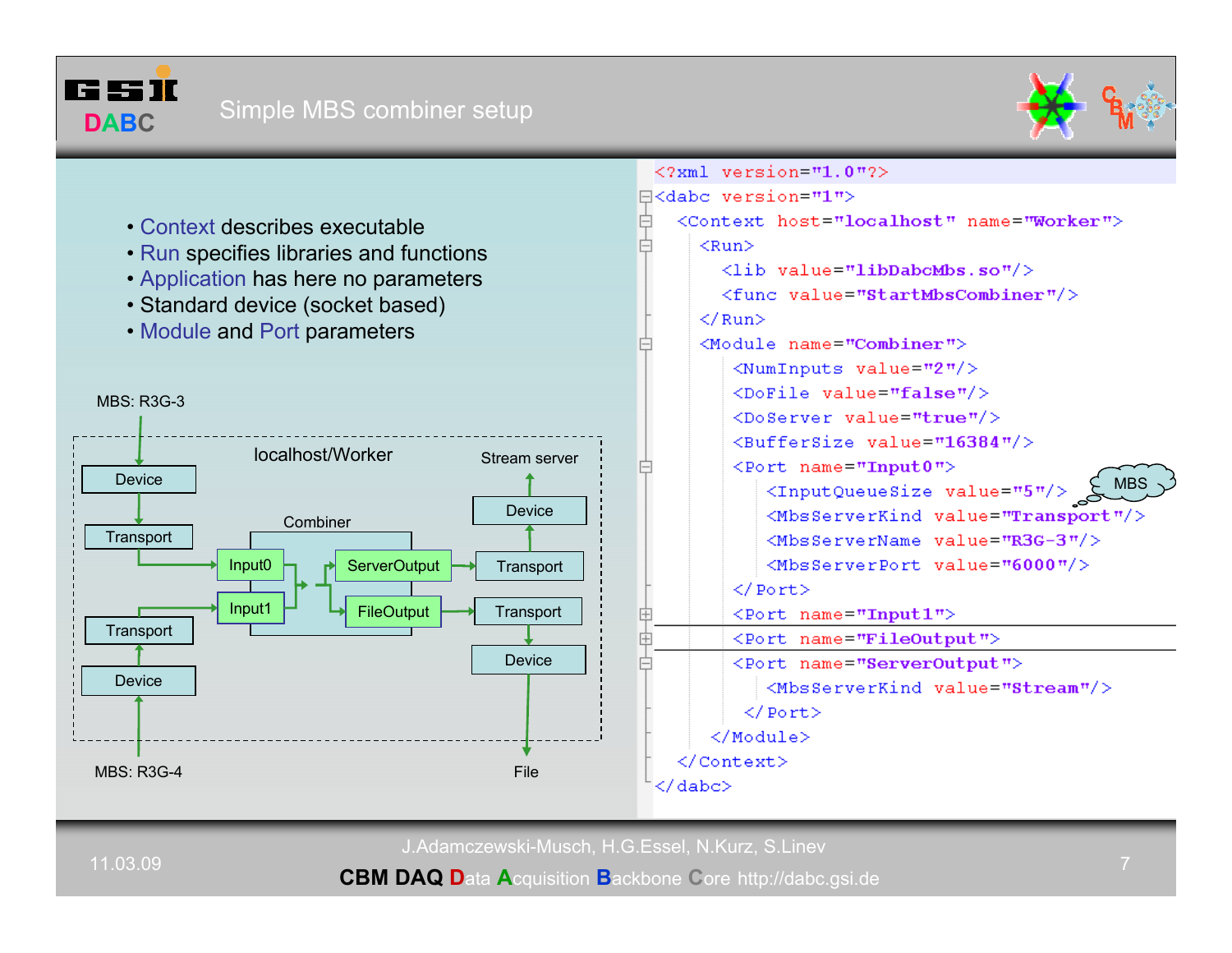# Simple MBS combiner setup

- Context describes executable
- Run specifies libraries and functions
- Application has here no parameters
- Standard device (socket based)
- Module and Port parameters

MBS: R3G-3

localhost/Worker

Stream server

Device

Transport

Combiner

Input0

Input1

ServerOutput

FileOutput

Transport

Device

Transport

Device

Transport

Device

MBS: R3G-4

File

```xml
<?xml version="1.0"?>
<dabc version="1">
  <Context host="localhost" name="Worker">
    <Run>
      <lib value="libDabcMbs.so"/>
      <func value="StartMbsCombiner"/>
    </Run>
    <Module name="Combiner">
      <NumInputs value="2"/>
      <DoFile value="false"/>
      <DoServer value="true"/>
      <BufferSize value="16384"/>
      <Port name="Input0">
        <InputQueueSize value="5"/>
        <MbsServerKind value="Transport"/>
        <MbsServerName value="R3G-3"/>
        <MbsServerPort value="6000"/>
      </Port>
      <Port name="Input1">
      <Port name="FileOutput">
      <Port name="ServerOutput">
        <MbsServerKind value="Stream"/>
       </Port>
     </Module>
  </Context>
</dabc>
```

MBS

11.03.09

J.Adamczewski-Musch, H.G.Essel, N.Kurz, S.Linev

CBM DAQ Data Acquisition Backbone Core http://dabc.gsi.de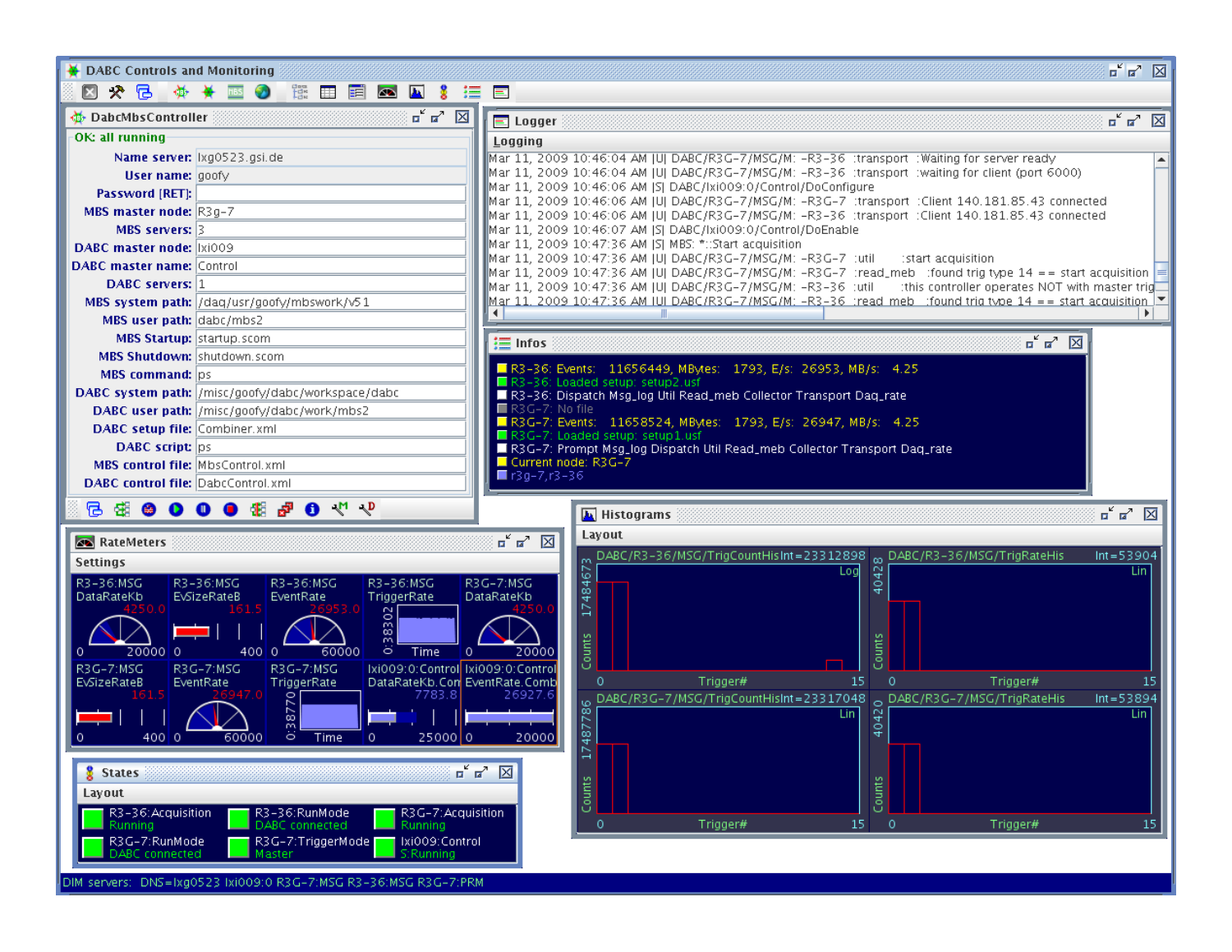**DABC Controls and Monitoring**

**DabcMbsController**

OK: all running

| | |
|---|---|
| Name server: | lxg0523.gsi.de |
| User name: | goofy |
| Password [RET]: | |
| MBS master node: | R3g-7 |
| MBS servers: | 3 |
| DABC master node: | lxi009 |
| DABC master name: | Control |
| DABC servers: | 1 |
| MBS system path: | /daq/usr/goofy/mbswork/v51 |
| MBS user path: | dabc/mbs2 |
| MBS Startup: | startup.scom |
| MBS Shutdown: | shutdown.scom |
| MBS command: | ps |
| DABC system path: | /misc/goofy/dabc/workspace/dabc |
| DABC user path: | /misc/goofy/dabc/work/mbs2 |
| DABC setup file: | Combiner.xml |
| DABC script: | ps |
| MBS control file: | MbsControl.xml |
| DABC control file: | DabcControl.xml |

**Logger**

Logging

```
Mar 11, 2009 10:46:04 AM |U| DABC/R3G-7/MSG/M: -R3-36 :transport :Waiting for server ready
Mar 11, 2009 10:46:04 AM |U| DABC/R3G-7/MSG/M: -R3-36 :transport :waiting for client (port 6000)
Mar 11, 2009 10:46:06 AM |S| DABC/lxi009:0/Control/DoConfigure
Mar 11, 2009 10:46:06 AM |U| DABC/R3G-7/MSG/M: -R3G-7 :transport :Client 140.181.85.43 connected
Mar 11, 2009 10:46:06 AM |U| DABC/R3G-7/MSG/M: -R3-36 :transport :Client 140.181.85.43 connected
Mar 11, 2009 10:46:07 AM |S| DABC/lxi009:0/Control/DoEnable
Mar 11, 2009 10:47:36 AM |S| MBS: *::Start acquisition
Mar 11, 2009 10:47:36 AM |U| DABC/R3G-7/MSG/M: -R3G-7 :util :start acquisition
Mar 11, 2009 10:47:36 AM |U| DABC/R3G-7/MSG/M: -R3G-7 :read_meb :found trig type 14 == start acquisition
Mar 11, 2009 10:47:36 AM |U| DABC/R3G-7/MSG/M: -R3-36 :util :this controller operates NOT with master trig
Mar 11, 2009 10:47:36 AM |U| DABC/R3G-7/MSG/M: -R3-36 :read_meb :found trig type 14 == start acquisition
```

**Infos**

```
R3-36: Events: 11656449, MBytes: 1793, E/s: 26953, MB/s: 4.25
R3-36: Loaded setup: setup2.usf
R3-36: Dispatch Msg_log Util Read_meb Collector Transport Daq_rate
R3G-7: No file
R3G-7: Events: 11658524, MBytes: 1793, E/s: 26947, MB/s: 4.25
R3G-7: Loaded setup: setup1.usf
R3G-7: Prompt Msg_log Dispatch Util Read_meb Collector Transport Daq_rate
Current node: R3G-7
r3g-7,r3-36
```

**RateMeters**

Settings

| | | | | |
|---|---|---|---|---|
| R3-36:MSG DataRateKb 4250.0 (0–20000) | R3-36:MSG EvSizeRateB 161.5 (0–400) | R3-36:MSG EventRate 26953.0 (0–60000) | R3-36:MSG TriggerRate | R3G-7:MSG DataRateKb 4250.0 (0–20000) |
| R3G-7:MSG EvSizeRateB 161.5 (0–400) | R3G-7:MSG EventRate 26947.0 (0–60000) | R3G-7:MSG TriggerRate | lxi009:0:Control DataRateKb.Com 7783.8 (0–25000) | lxi009:0:Control EventRate.Comb 26927.6 (0–20000) |

**Histograms**

Layout

- DABC/R3-36/MSG/TrigCountHis Int=23312898 (Log)
- DABC/R3-36/MSG/TrigRateHis Int=53904 (Lin)
- DABC/R3G-7/MSG/TrigCountHis Int=23317048 (Lin)
- DABC/R3G-7/MSG/TrigRateHis Int=53894 (Lin)

**States**

Layout

| | | |
|---|---|---|
| R3-36:Acquisition Running | R3-36:RunMode DABC connected | R3G-7:Acquisition Running |
| R3G-7:RunMode DABC connected | R3G-7:TriggerMode Master | lxi009:Control S:Running |

DIM servers: DNS=lxg0523 lxi009:0 R3G-7:MSG R3-36:MSG R3G-7:PRM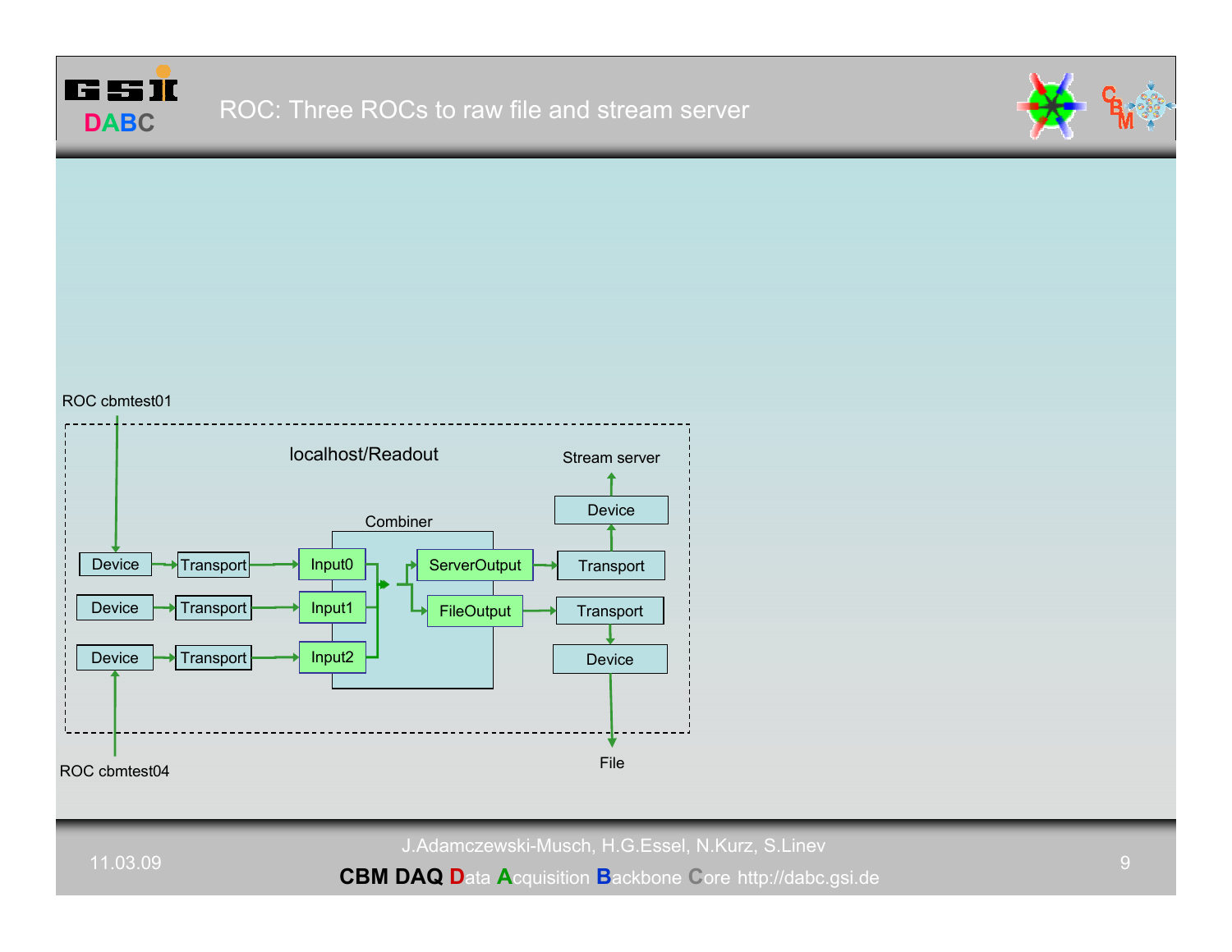# ROC: Three ROCs to raw file and stream server

ROC cbmtest01

localhost/Readout

Stream server

Device

Combiner

Device → Transport → Input0

Device → Transport → Input1

Device → Transport → Input2

ServerOutput → Transport

FileOutput → Transport

Device

File

ROC cbmtest04

11.03.09

J.Adamczewski-Musch, H.G.Essel, N.Kurz, S.Linev

**CBM DAQ** Data Acquisition Backbone Core http://dabc.gsi.de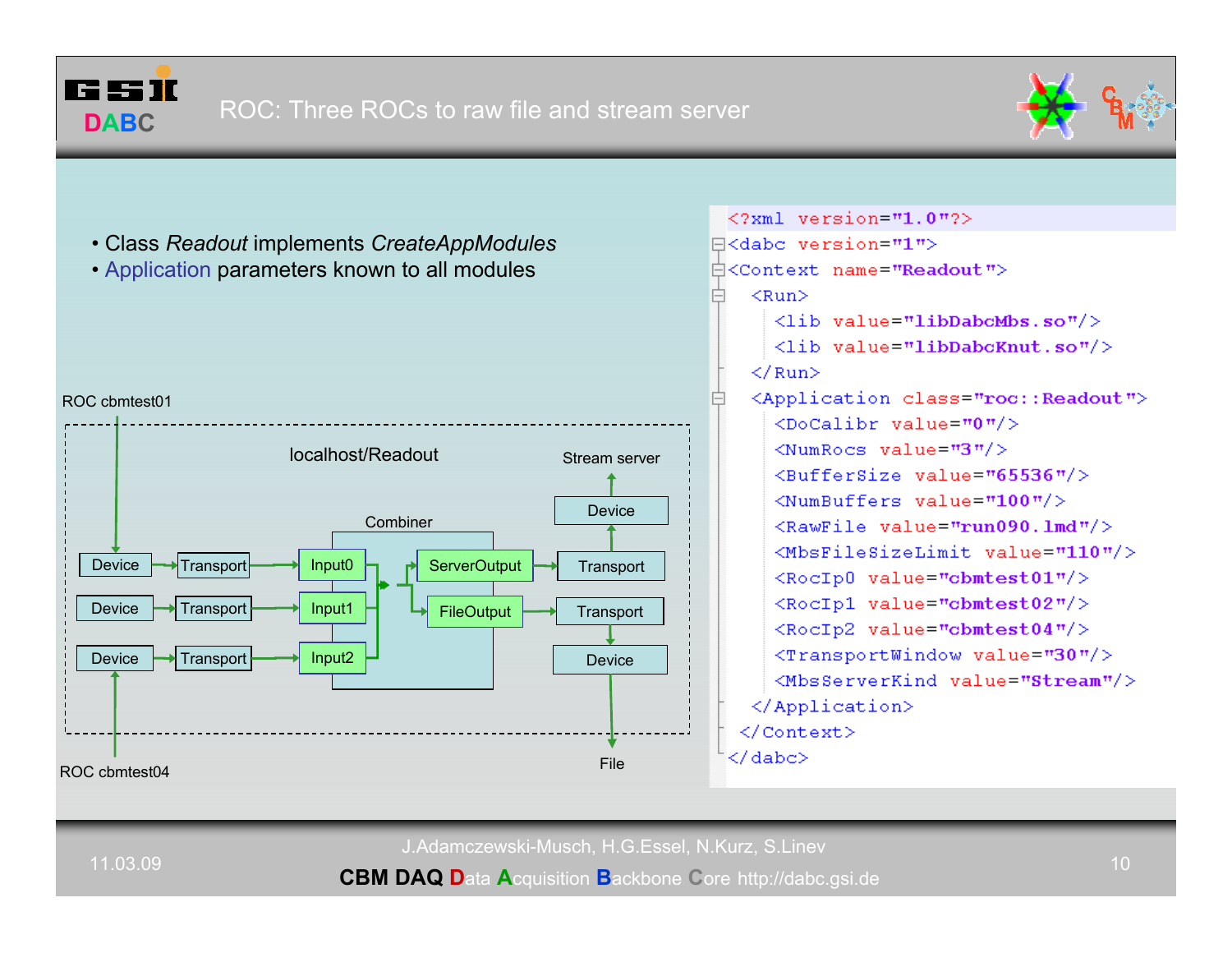# ROC: Three ROCs to raw file and stream server

- Class *Readout* implements *CreateAppModules*
- Application parameters known to all modules

ROC cbmtest01

localhost/Readout

Stream server

Combiner

Device → Transport → Input0
Device → Transport → Input1
Device → Transport → Input2

ServerOutput → Transport → Device
FileOutput → Transport → Device

ROC cbmtest04

File

```xml
<?xml version="1.0"?>
<dabc version="1">
<Context name="Readout">
  <Run>
    <lib value="libDabcMbs.so"/>
    <lib value="libDabcKnut.so"/>
  </Run>
  <Application class="roc::Readout">
    <DoCalibr value="0"/>
    <NumRocs value="3"/>
    <BufferSize value="65536"/>
    <NumBuffers value="100"/>
    <RawFile value="run090.lmd"/>
    <MbsFileSizeLimit value="110"/>
    <RocIp0 value="cbmtest01"/>
    <RocIp1 value="cbmtest02"/>
    <RocIp2 value="cbmtest04"/>
    <TransportWindow value="30"/>
    <MbsServerKind value="Stream"/>
  </Application>
 </Context>
</dabc>
```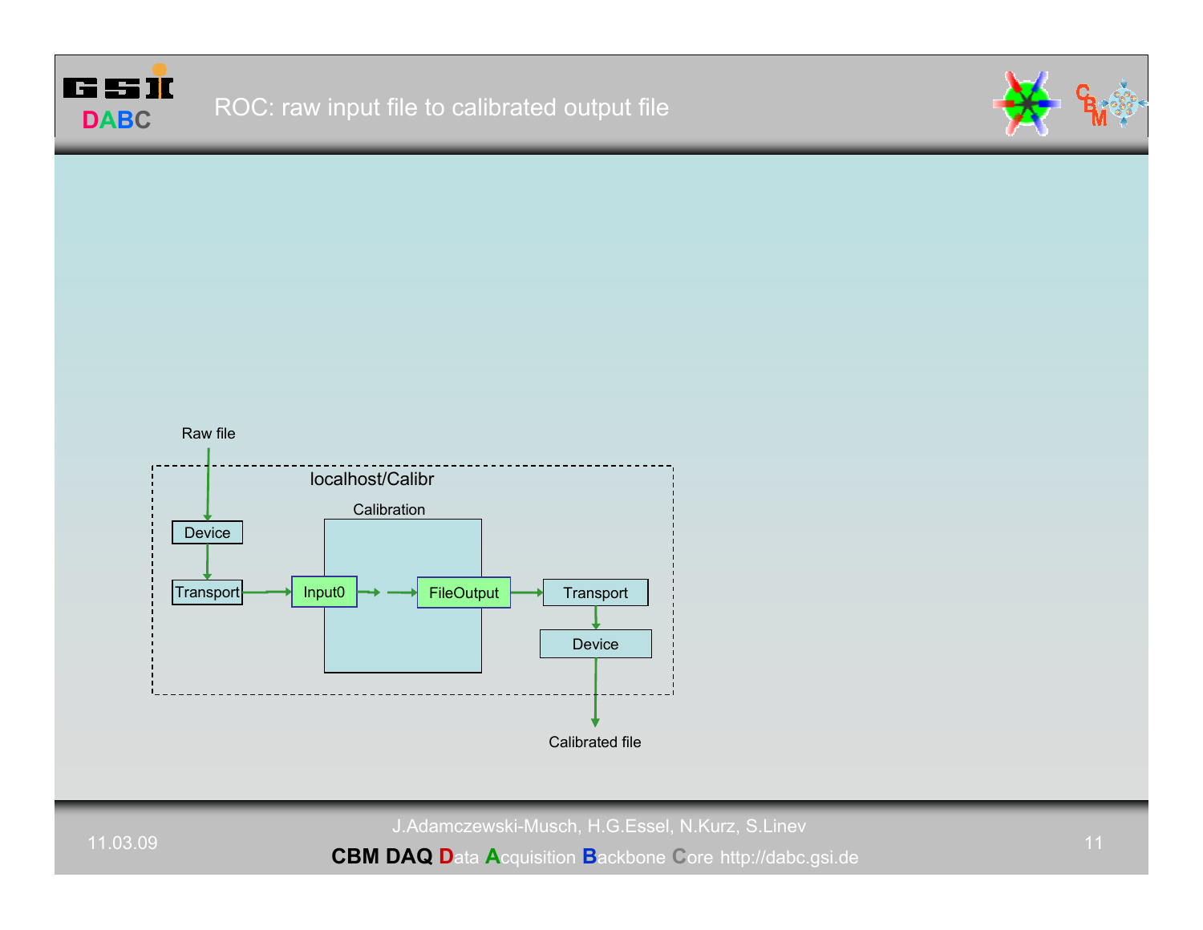# ROC: raw input file to calibrated output file

Raw file

localhost/Calibr

Calibration

Device

Transport

Input0

FileOutput

Transport

Device

Calibrated file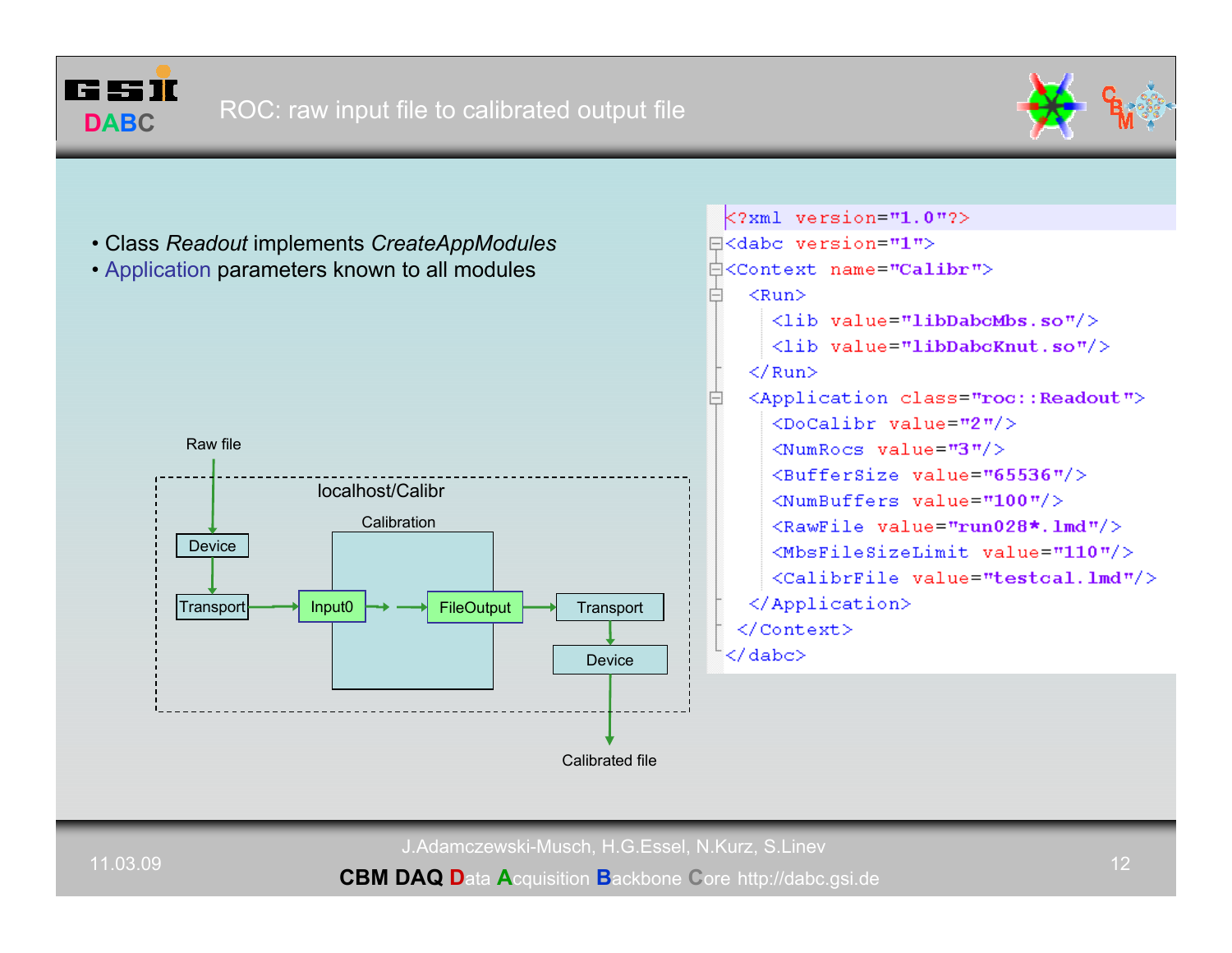# ROC: raw input file to calibrated output file

- Class *Readout* implements *CreateAppModules*
- Application parameters known to all modules

Raw file

localhost/Calibr

Calibration

Device → Transport → Input0 → FileOutput → Transport → Device

Calibrated file

```
<?xml version="1.0"?>
<dabc version="1">
<Context name="Calibr">
  <Run>
    <lib value="libDabcMbs.so"/>
    <lib value="libDabcKnut.so"/>
  </Run>
  <Application class="roc::Readout">
    <DoCalibr value="2"/>
    <NumRocs value="3"/>
    <BufferSize value="65536"/>
    <NumBuffers value="100"/>
    <RawFile value="run028*.lmd"/>
    <MbsFileSizeLimit value="110"/>
    <CalibrFile value="testcal.lmd"/>
  </Application>
 </Context>
</dabc>
```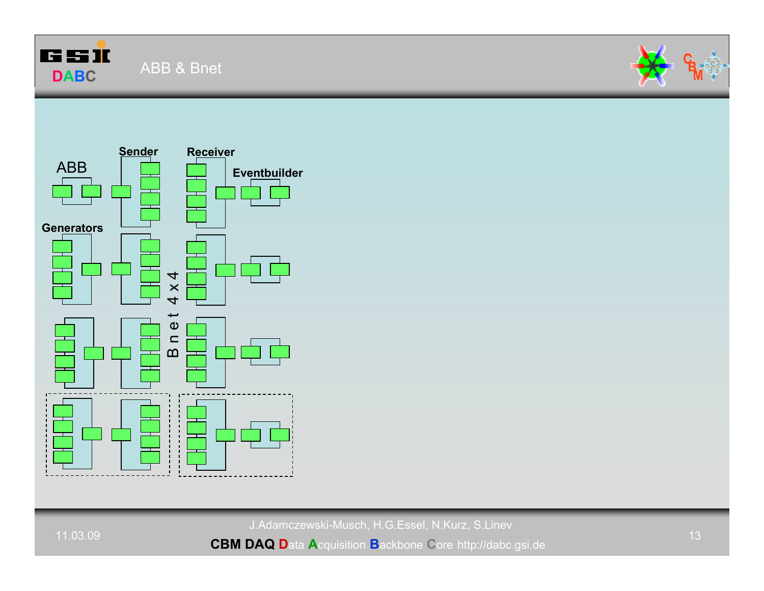# ABB & Bnet

ABB

Sender

Receiver

Eventbuilder

Generators

Bnet 4 x 4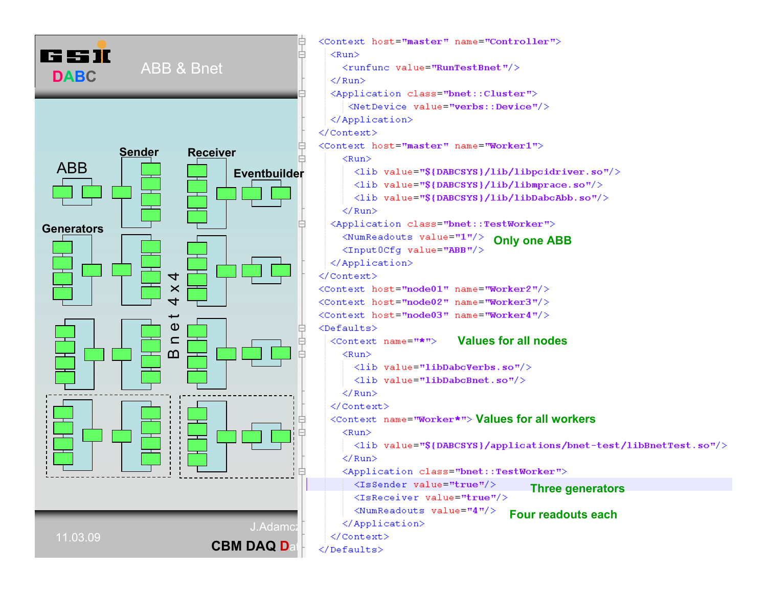# ABB & Bnet

DABC

ABB

Sender

Receiver

Eventbuilder

Generators

Bnet 4 x 4

```
<Context host="master" name="Controller">
  <Run>
    <runfunc value="RunTestBnet"/>
  </Run>
  <Application class="bnet::Cluster">
     <NetDevice value="verbs::Device"/>
  </Application>
</Context>
<Context host="master" name="Worker1">
   <Run>
     <lib value="${DABCSYS}/lib/libpcidriver.so"/>
     <lib value="${DABCSYS}/lib/libmprace.so"/>
     <lib value="${DABCSYS}/lib/libDabcAbb.so"/>
   </Run>
  <Application class="bnet::TestWorker">
     <NumReadouts value="1"/>
     <Input0Cfg value="ABB"/>
  </Application>
</Context>
<Context host="node01" name="Worker2"/>
<Context host="node02" name="Worker3"/>
<Context host="node03" name="Worker4"/>
<Defaults>
  <Context name="*">
     <Run>
       <lib value="libDabcVerbs.so"/>
       <lib value="libDabcBnet.so"/>
     </Run>
  </Context>
  <Context name="Worker*">
     <Run>
       <lib value="${DABCSYS}/applications/bnet-test/libBnetTest.so"/>
     </Run>
     <Application class="bnet::TestWorker">
       <IsSender value="true"/>
       <IsReceiver value="true"/>
       <NumReadouts value="4"/>
     </Application>
  </Context>
</Defaults>
```

Only one ABB

Values for all nodes

Values for all workers

Three generators

Four readouts each

11.03.09

J.Adamcz

CBM DAQ D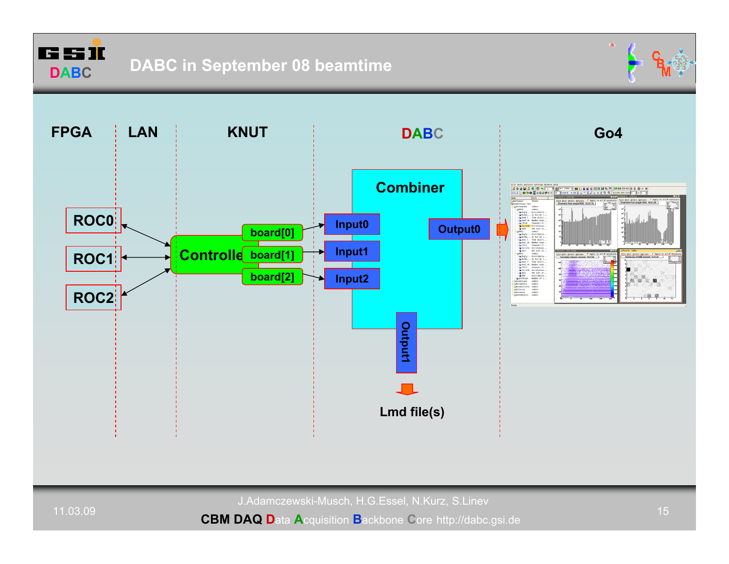# DABC in September 08 beamtime

FPGA | LAN | KNUT | DABC | Go4

ROC0

ROC1

ROC2

Controller

board[0]

board[1]

board[2]

Combiner

Input0

Input1

Input2

Output0

Output1

Lmd file(s)

J.Adamczewski-Musch, H.G.Essel, N.Kurz, S.Linev

**CBM DAQ** Data Acquisition Backbone Core http://dabc.gsi.de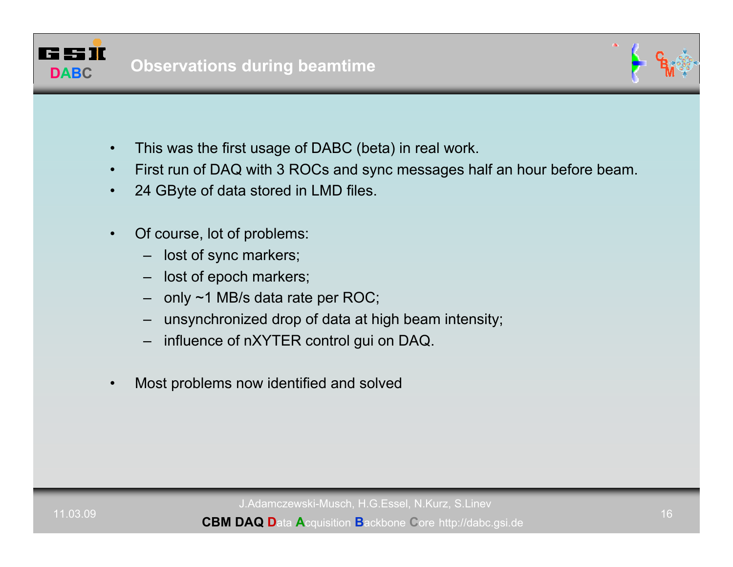# Observations during beamtime

- This was the first usage of DABC (beta) in real work.
- First run of DAQ with 3 ROCs and sync messages half an hour before beam.
- 24 GByte of data stored in LMD files.

- Of course, lot of problems:
  - lost of sync markers;
  - lost of epoch markers;
  - only ~1 MB/s data rate per ROC;
  - unsynchronized drop of data at high beam intensity;
  - influence of nXYTER control gui on DAQ.

- Most problems now identified and solved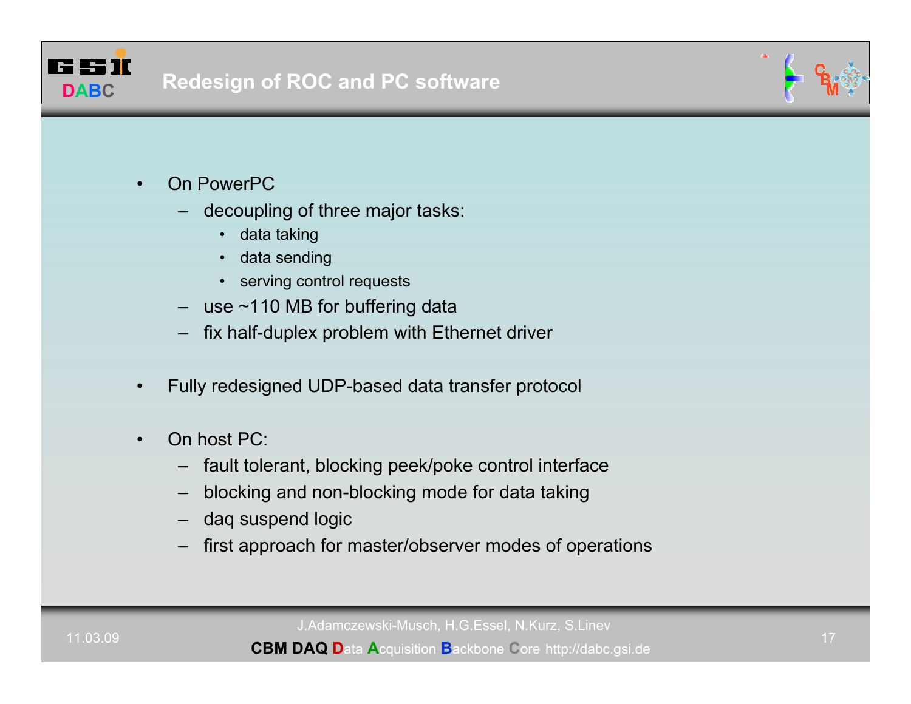# Redesign of ROC and PC software

- On PowerPC
  - decoupling of three major tasks:
    - data taking
    - data sending
    - serving control requests
  - use ~110 MB for buffering data
  - fix half-duplex problem with Ethernet driver

- Fully redesigned UDP-based data transfer protocol

- On host PC:
  - fault tolerant, blocking peek/poke control interface
  - blocking and non-blocking mode for data taking
  - daq suspend logic
  - first approach for master/observer modes of operations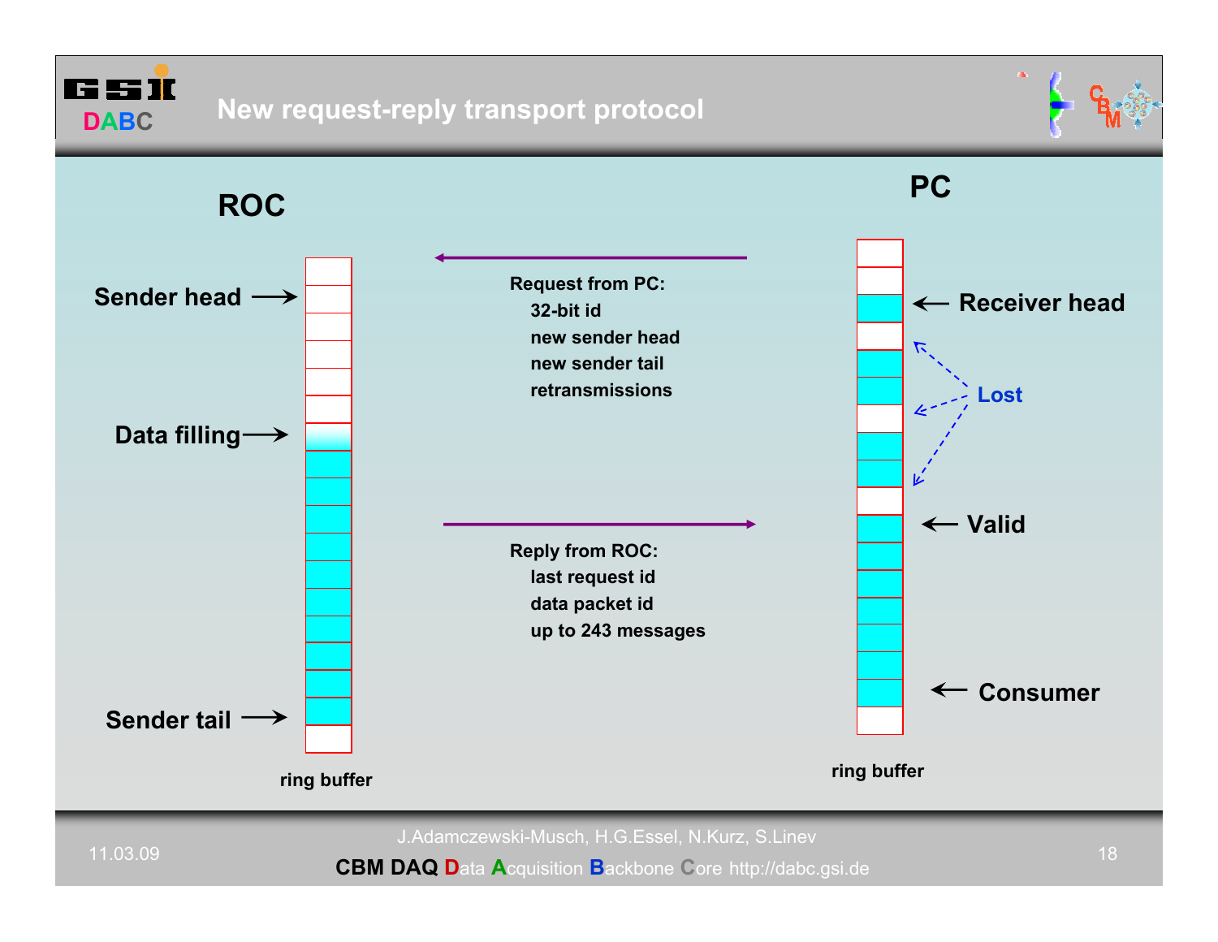# New request-reply transport protocol

**ROC**

Sender head →

Data filling →

Sender tail →

ring buffer

**Request from PC:**

- 32-bit id
- new sender head
- new sender tail
- retransmissions

**Reply from ROC:**

- last request id
- data packet id
- up to 243 messages

**PC**

← Receiver head

Lost

← Valid

← Consumer

ring buffer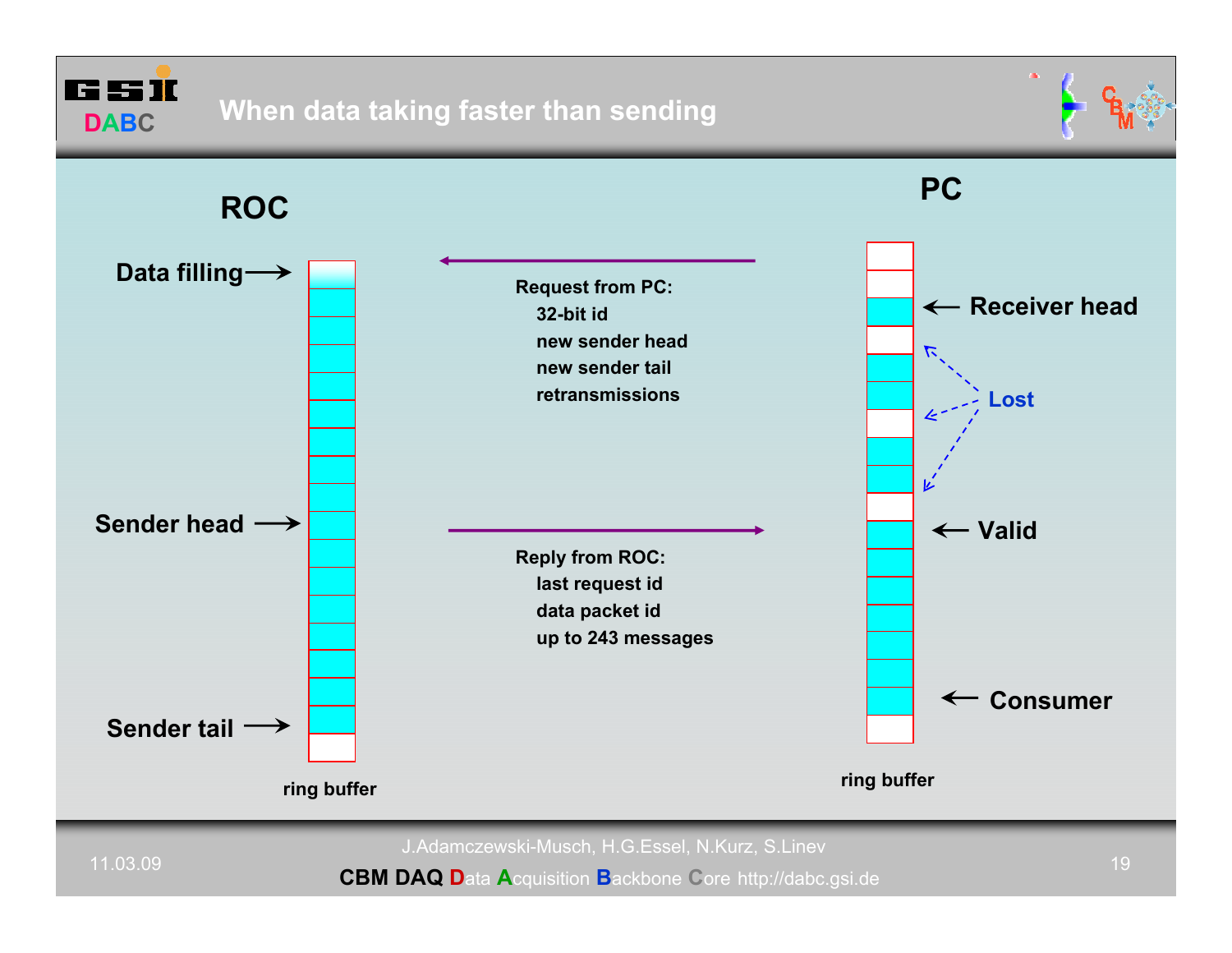# When data taking faster than sending

**ROC**

Data filling →

Sender head →

Sender tail →

ring buffer

**Request from PC:**
- 32-bit id
- new sender head
- new sender tail
- retransmissions

**Reply from ROC:**
- last request id
- data packet id
- up to 243 messages

**PC**

← Receiver head

Lost

← Valid

← Consumer

ring buffer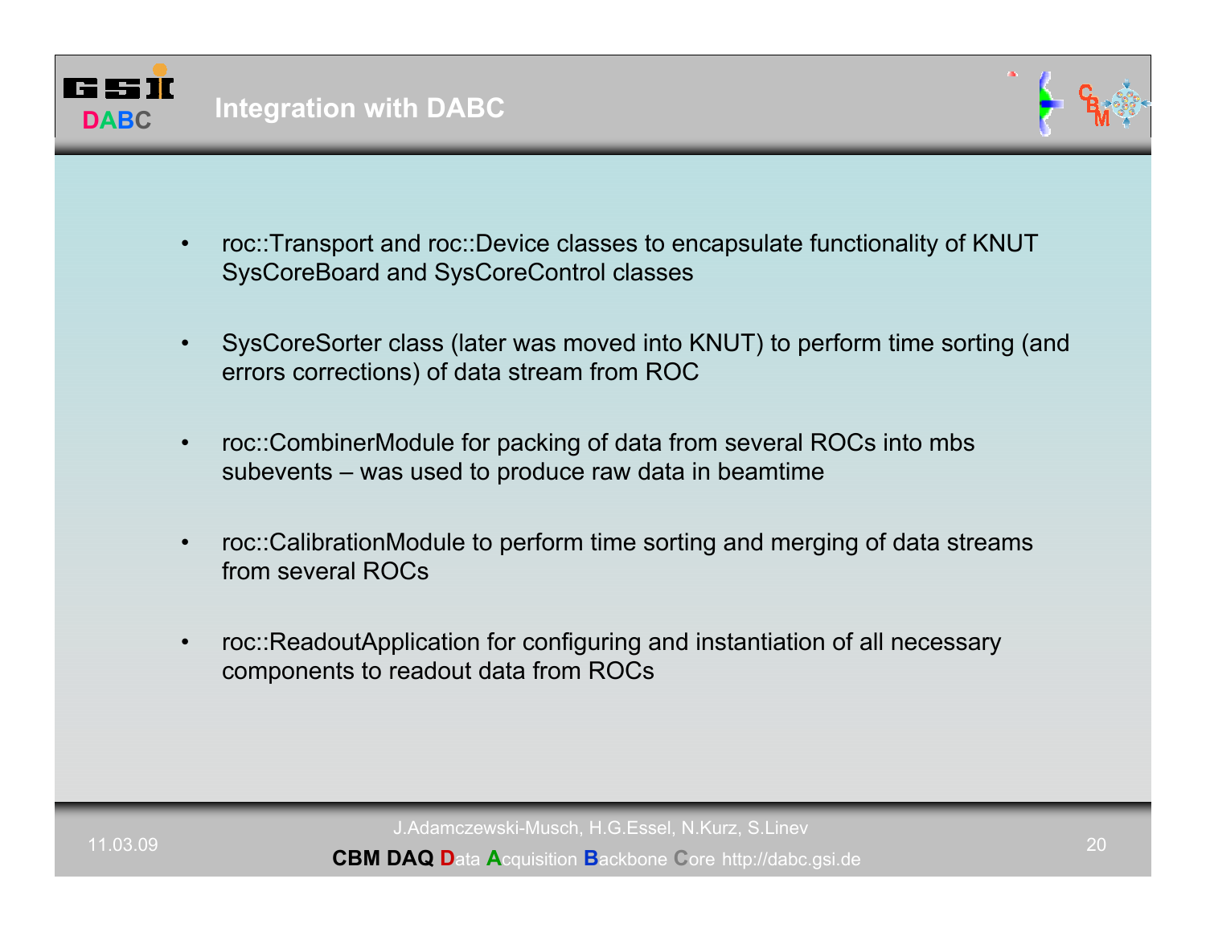# Integration with DABC

- roc::Transport and roc::Device classes to encapsulate functionality of KNUT SysCoreBoard and SysCoreControl classes
- SysCoreSorter class (later was moved into KNUT) to perform time sorting (and errors corrections) of data stream from ROC
- roc::CombinerModule for packing of data from several ROCs into mbs subevents – was used to produce raw data in beamtime
- roc::CalibrationModule to perform time sorting and merging of data streams from several ROCs
- roc::ReadoutApplication for configuring and instantiation of all necessary components to readout data from ROCs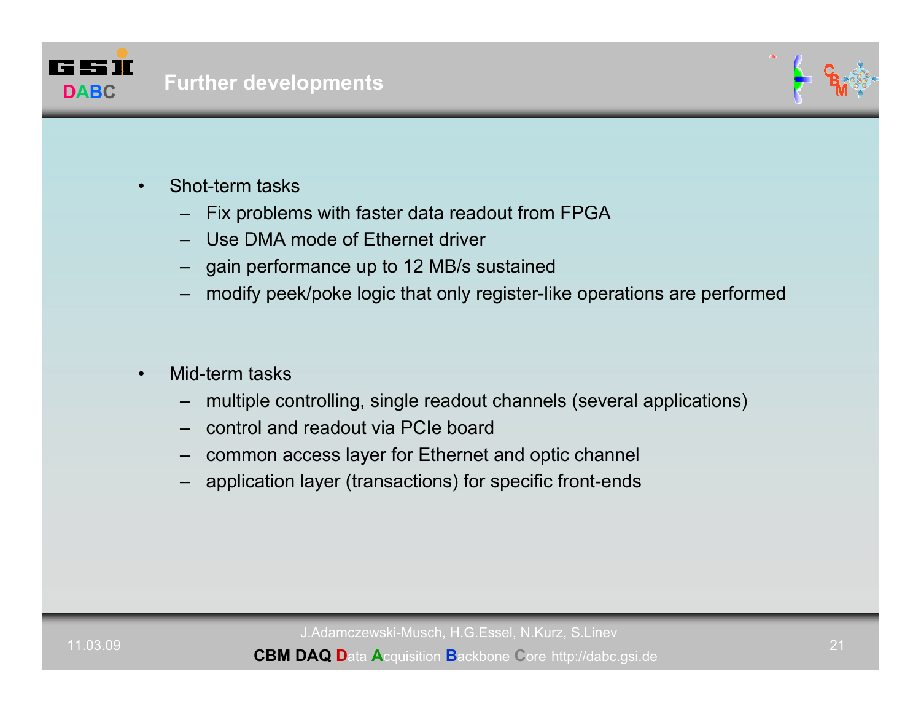# Further developments

- Shot-term tasks
  - Fix problems with faster data readout from FPGA
  - Use DMA mode of Ethernet driver
  - gain performance up to 12 MB/s sustained
  - modify peek/poke logic that only register-like operations are performed

- Mid-term tasks
  - multiple controlling, single readout channels (several applications)
  - control and readout via PCIe board
  - common access layer for Ethernet and optic channel
  - application layer (transactions) for specific front-ends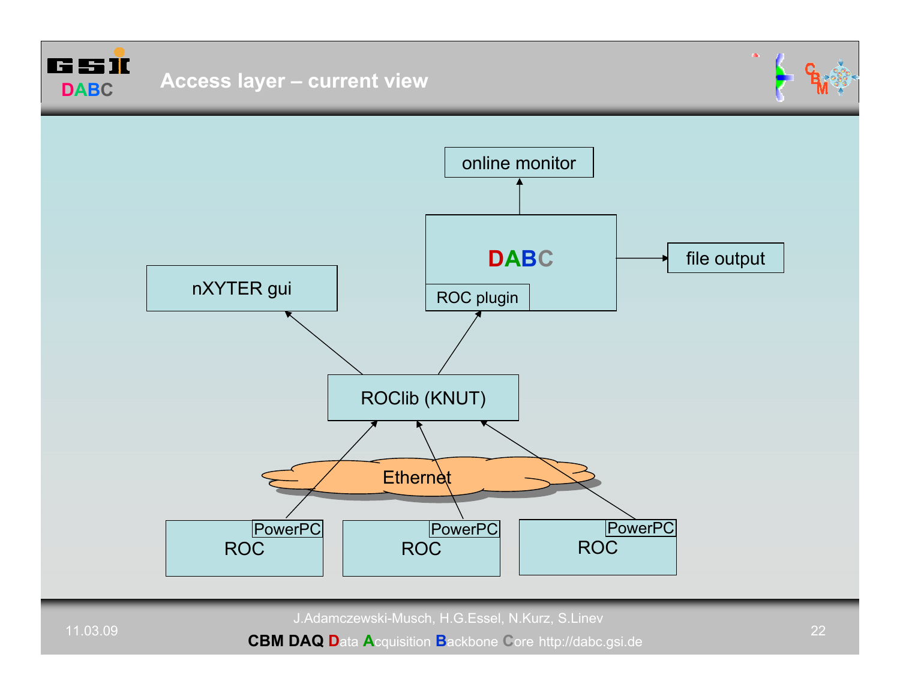# Access layer – current view

online monitor

DABC

ROC plugin

file output

nXYTER gui

ROClib (KNUT)

Ethernet

| PowerPC ROC | PowerPC ROC | PowerPC ROC |
| --- | --- | --- |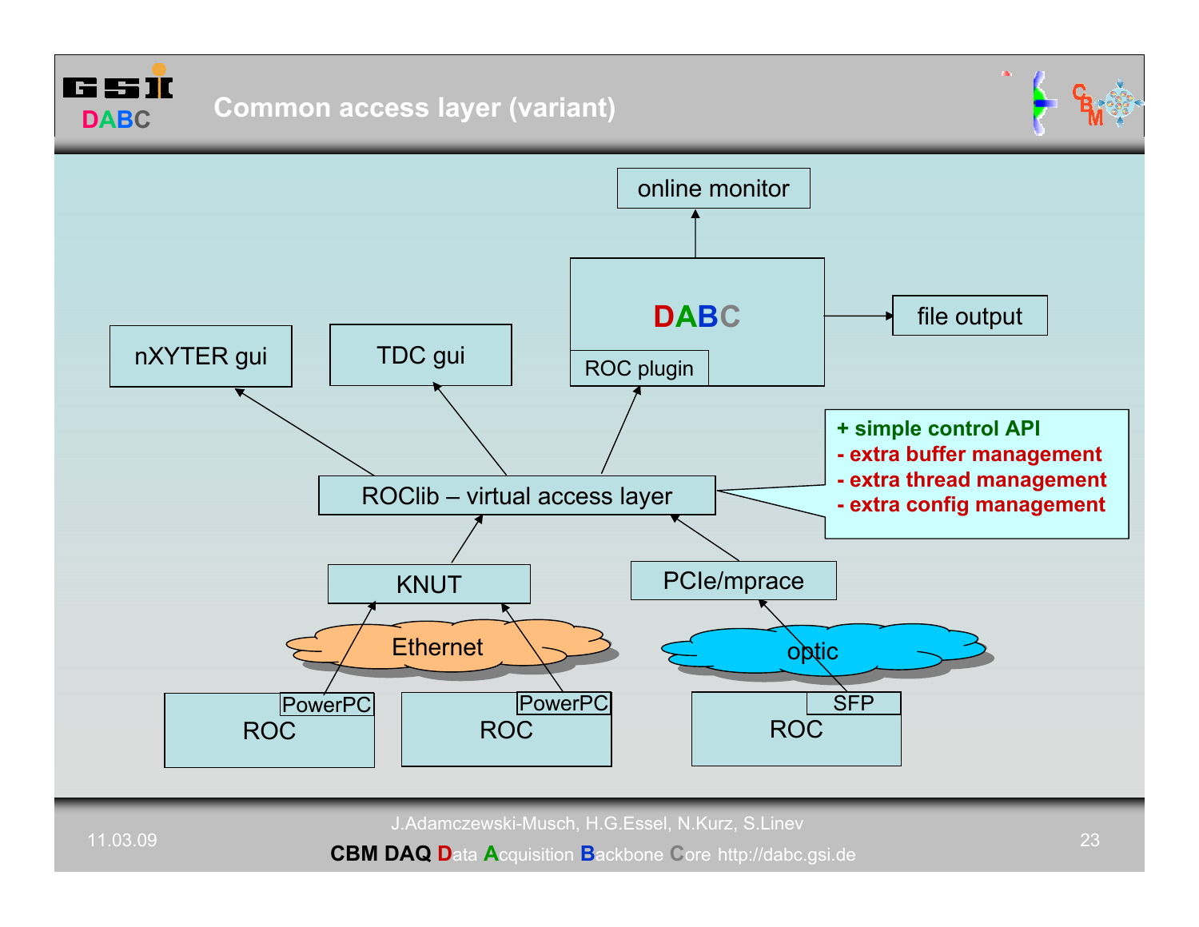# Common access layer (variant)

online monitor

DABC

ROC plugin

file output

nXYTER gui

TDC gui

ROClib – virtual access layer

- \+ simple control API
- \- extra buffer management
- \- extra thread management
- \- extra config management

KNUT

PCIe/mprace

Ethernet

optic

PowerPC ROC

PowerPC ROC

SFP ROC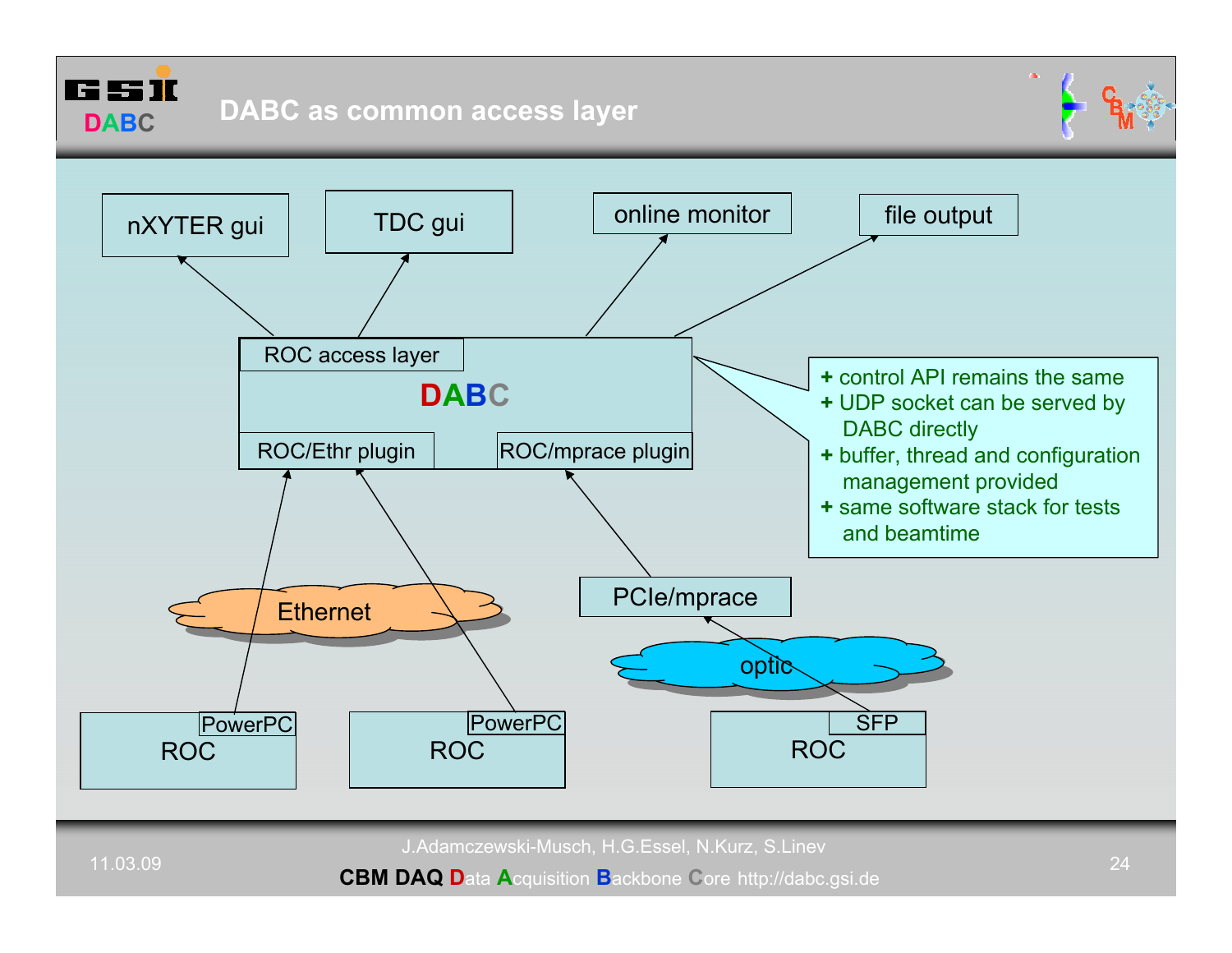# DABC as common access layer

nXYTER gui

TDC gui

online monitor

file output

ROC access layer

DABC

ROC/Ethr plugin

ROC/mprace plugin

- + control API remains the same
- + UDP socket can be served by DABC directly
- + buffer, thread and configuration management provided
- + same software stack for tests and beamtime

Ethernet

PCIe/mprace

optic

PowerPC

ROC

PowerPC

ROC

SFP

ROC

11.03.09

J.Adamczewski-Musch, H.G.Essel, N.Kurz, S.Linev

CBM DAQ Data Acquisition Backbone Core http://dabc.gsi.de